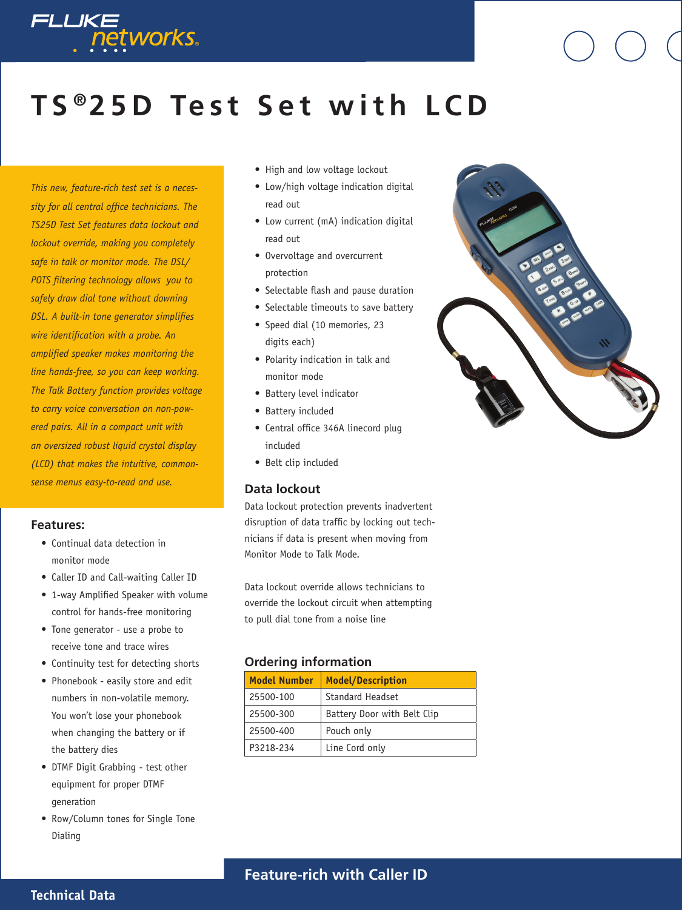# TS®25D Test Set with LCD

*This new, feature-rich test set is a necessity for all central office technicians. The TS25D Test Set features data lockout and lockout override, making you completely safe in talk or monitor mode. The DSL/POTS filtering technology allows you to safely draw dial tone without downing DSL. A built-in tone generator simplifies wire identification with a probe. An amplified speaker makes monitoring the line hands-free, so you can keep working. The Talk Battery function provides voltage to carry voice conversation on non-powered pairs. All in a compact unit with an oversized robust liquid crystal display (LCD) that makes the intuitive, common-sense menus easy-to-read and use.*

## Features:

- Continual data detection in monitor mode
- Caller ID and Call-waiting Caller ID
- 1-way Amplified Speaker with volume control for hands-free monitoring
- Tone generator - use a probe to receive tone and trace wires
- Continuity test for detecting shorts
- Phonebook - easily store and edit numbers in non-volatile memory. You won't lose your phonebook when changing the battery or if the battery dies
- DTMF Digit Grabbing - test other equipment for proper DTMF generation
- Row/Column tones for Single Tone Dialing
- High and low voltage lockout
- Low/high voltage indication digital read out
- Low current (mA) indication digital read out
- Overvoltage and overcurrent protection
- Selectable flash and pause duration
- Selectable timeouts to save battery
- Speed dial (10 memories, 23 digits each)
- Polarity indication in talk and monitor mode
- Battery level indicator
- Battery included
- Central office 346A linecord plug included
- Belt clip included

## Data lockout

Data lockout protection prevents inadvertent disruption of data traffic by locking out technicians if data is present when moving from Monitor Mode to Talk Mode.

Data lockout override allows technicians to override the lockout circuit when attempting to pull dial tone from a noise line

## Ordering information

| Model Number | Model/Description |
|---|---|
| 25500-100 | Standard Headset |
| 25500-300 | Battery Door with Belt Clip |
| 25500-400 | Pouch only |
| P3218-234 | Line Cord only |

## Feature-rich with Caller ID

Technical Data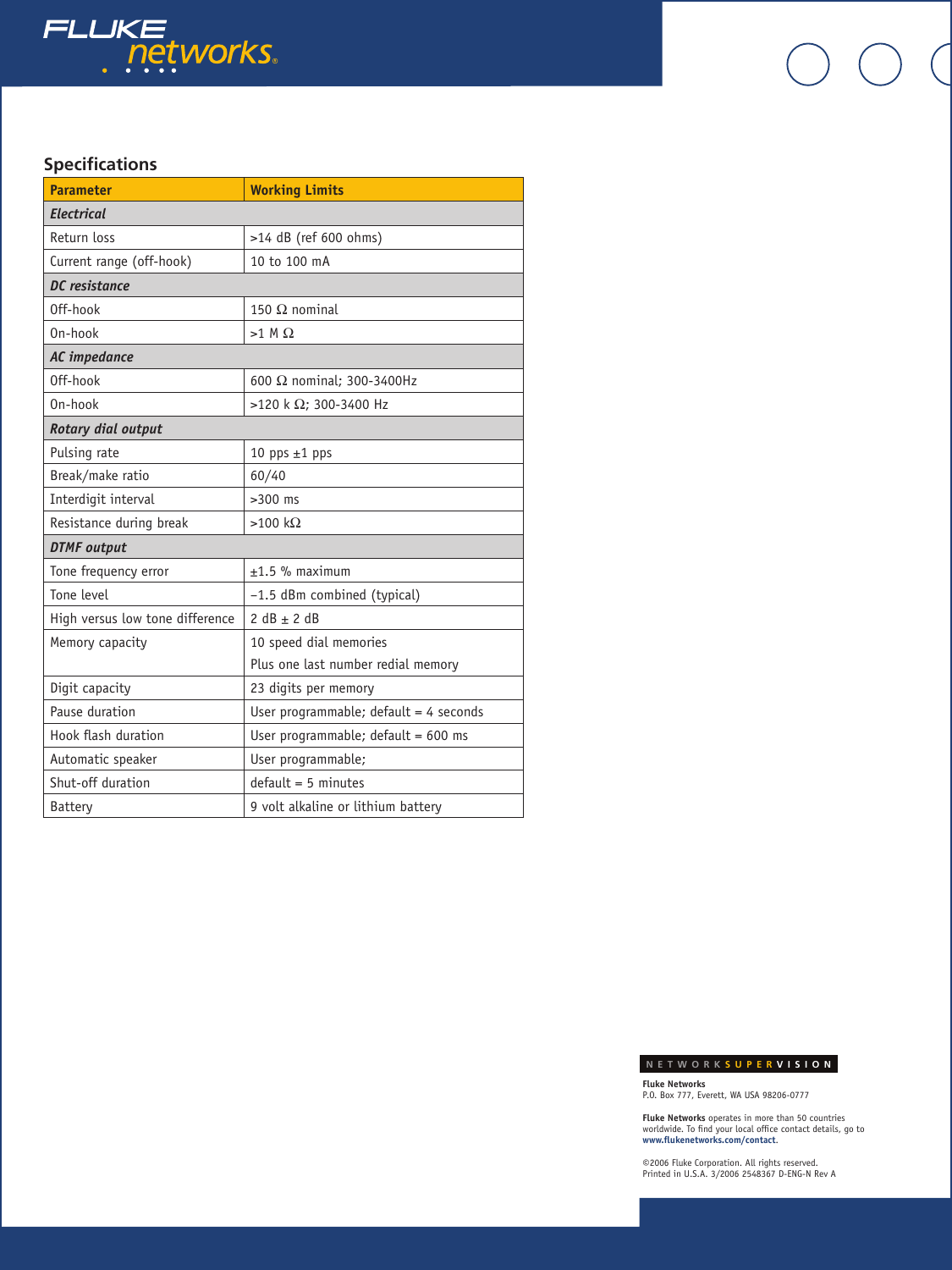## Specifications

| Parameter | Working Limits |
|---|---|
| ***Electrical*** | |
| Return loss | >14 dB (ref 600 ohms) |
| Current range (off-hook) | 10 to 100 mA |
| ***DC resistance*** | |
| Off-hook | 150 Ω nominal |
| On-hook | >1 M Ω |
| ***AC impedance*** | |
| Off-hook | 600 Ω nominal; 300-3400Hz |
| On-hook | >120 k Ω; 300-3400 Hz |
| ***Rotary dial output*** | |
| Pulsing rate | 10 pps ±1 pps |
| Break/make ratio | 60/40 |
| Interdigit interval | >300 ms |
| Resistance during break | >100 kΩ |
| ***DTMF output*** | |
| Tone frequency error | ±1.5 % maximum |
| Tone level | −1.5 dBm combined (typical) |
| High versus low tone difference | 2 dB ± 2 dB |
| Memory capacity | 10 speed dial memories<br>Plus one last number redial memory |
| Digit capacity | 23 digits per memory |
| Pause duration | User programmable; default = 4 seconds |
| Hook flash duration | User programmable; default = 600 ms |
| Automatic speaker | User programmable; |
| Shut-off duration | default = 5 minutes |
| Battery | 9 volt alkaline or lithium battery |

NETWORKSUPERVISION

**Fluke Networks**
P.O. Box 777, Everett, WA USA 98206-0777

**Fluke Networks** operates in more than 50 countries worldwide. To find your local office contact details, go to **www.flukenetworks.com/contact**.

©2006 Fluke Corporation. All rights reserved.
Printed in U.S.A. 3/2006 2548367 D-ENG-N Rev A